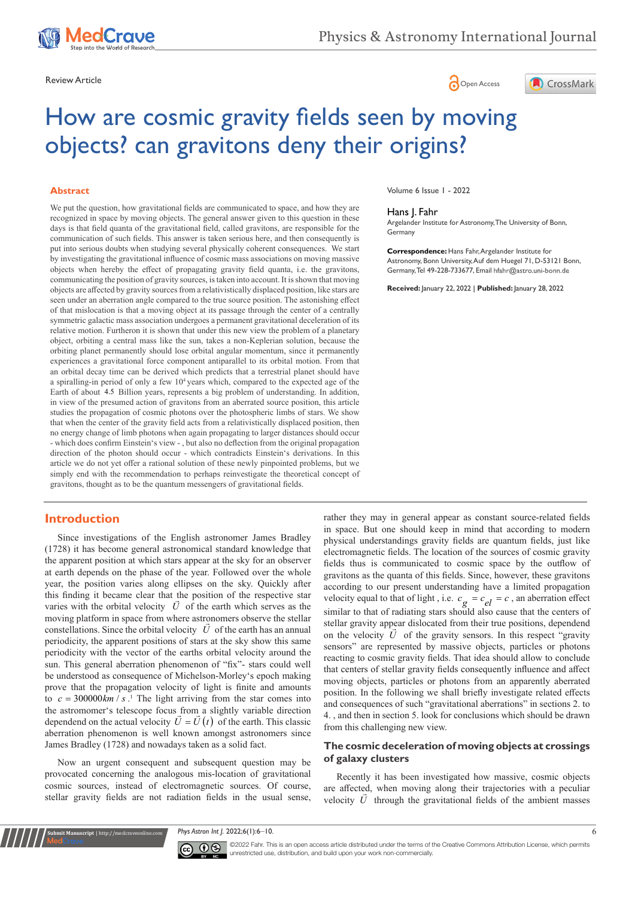Review Article

Open Access

# How are cosmic gravity fields seen by moving objects? can gravitons deny their origins?

## Abstract

We put the question, how gravitational fields are communicated to space, and how they are recognized in space by moving objects. The general answer given to this question in these days is that field quanta of the gravitational field, called gravitons, are responsible for the communication of such fields. This answer is taken serious here, and then consequently is put into serious doubts when studying several physically coherent consequences. We start by investigating the gravitational influence of cosmic mass associations on moving massive objects when hereby the effect of propagating gravity field quanta, i.e. the gravitons, communicating the position of gravity sources, is taken into account. It is shown that moving objects are affected by gravity sources from a relativistically displaced position, like stars are seen under an aberration angle compared to the true source position. The astonishing effect of that mislocation is that a moving object at its passage through the center of a centrally symmetric galactic mass association undergoes a permanent gravitational deceleration of its relative motion. Furtheron it is shown that under this new view the problem of a planetary object, orbiting a central mass like the sun, takes a non-Keplerian solution, because the orbiting planet permanently should lose orbital angular momentum, since it permanently experiences a gravitational force component antiparallel to its orbital motion. From that an orbital decay time can be derived which predicts that a terrestrial planet should have a spiralling-in period of only a few $10^4$ years which, compared to the expected age of the Earth of about 4.5 Billion years, represents a big problem of understanding. In addition, in view of the presumed action of gravitons from an aberrated source position, this article studies the propagation of cosmic photons over the photospheric limbs of stars. We show that when the center of the gravity field acts from a relativistically displaced position, then no energy change of limb photons when again propagating to larger distances should occur - which does confirm Einstein's view - , but also no deflection from the original propagation direction of the photon should occur - which contradicts Einstein's derivations. In this article we do not yet offer a rational solution of these newly pinpointed problems, but we simply end with the recommendation to perhaps reinvestigate the theoretical concept of gravitons, thought as to be the quantum messengers of gravitational fields.

Volume 6 Issue 1 - 2022

**Hans J. Fahr**

Argelander Institute for Astronomy, The University of Bonn, Germany

**Correspondence:** Hans Fahr, Argelander Institute for Astronomy, Bonn University, Auf dem Huegel 71, D-53121 Bonn, Germany, Tel 49-228-733677, Email hfahr@astro.uni-bonn.de

**Received:** January 22, 2022 | **Published:** January 28, 2022

## Introduction

Since investigations of the English astronomer James Bradley (1728) it has become general astronomical standard knowledge that the apparent position at which stars appear at the sky for an observer at earth depends on the phase of the year. Followed over the whole year, the position varies along ellipses on the sky. Quickly after this finding it became clear that the position of the respective star varies with the orbital velocity $\vec{U}$ of the earth which serves as the moving platform in space from where astronomers observe the stellar constellations. Since the orbital velocity $\vec{U}$ of the earth has an annual periodicity, the apparent positions of stars at the sky show this same periodicity with the vector of the earths orbital velocity around the sun. This general aberration phenomenon of "fix"- stars could well be understood as consequence of Michelson-Morley's epoch making prove that the propagation velocity of light is finite and amounts to $c = 300000 km/s$.[1] The light arriving from the star comes into the astromomer's telescope focus from a slightly variable direction dependend on the actual velocity $\vec{U} = \vec{U}(t)$ of the earth. This classic aberration phenomenon is well known amongst astronomers since James Bradley (1728) and nowadays taken as a solid fact.

Now an urgent consequent and subsequent question may be provocated concerning the analogous mis-location of gravitational cosmic sources, instead of electromagnetic sources. Of course, stellar gravity fields are not radiation fields in the usual sense, rather they may in general appear as constant source-related fields in space. But one should keep in mind that according to modern physical understandings gravity fields are quantum fields, just like electromagnetic fields. The location of the sources of cosmic gravity fields thus is communicated to cosmic space by the outflow of gravitons as the quanta of this fields. Since, however, these gravitons according to our present understanding have a limited propagation velocity equal to that of light , i.e. $c_g = c_{el} = c$, an aberration effect similar to that of radiating stars should also cause that the centers of stellar gravity appear dislocated from their true positions, dependend on the velocity $\vec{U}$ of the gravity sensors. In this respect "gravity sensors" are represented by massive objects, particles or photons reacting to cosmic gravity fields. That idea should allow to conclude that centers of stellar gravity fields consequently influence and affect moving objects, particles or photons from an apparently aberrated position. In the following we shall briefly investigate related effects and consequences of such "gravitational aberrations" in sections 2. to 4. , and then in section 5. look for conclusions which should be drawn from this challenging new view.

## The cosmic deceleration of moving objects at crossings of galaxy clusters

Recently it has been investigated how massive, cosmic objects are affected, when moving along their trajectories with a peculiar velocity $\vec{U}$ through the gravitational fields of the ambient masses

©2022 Fahr. This is an open access article distributed under the terms of the Creative Commons Attribution License, which permits unrestricted use, distribution, and build upon your work non-commercially.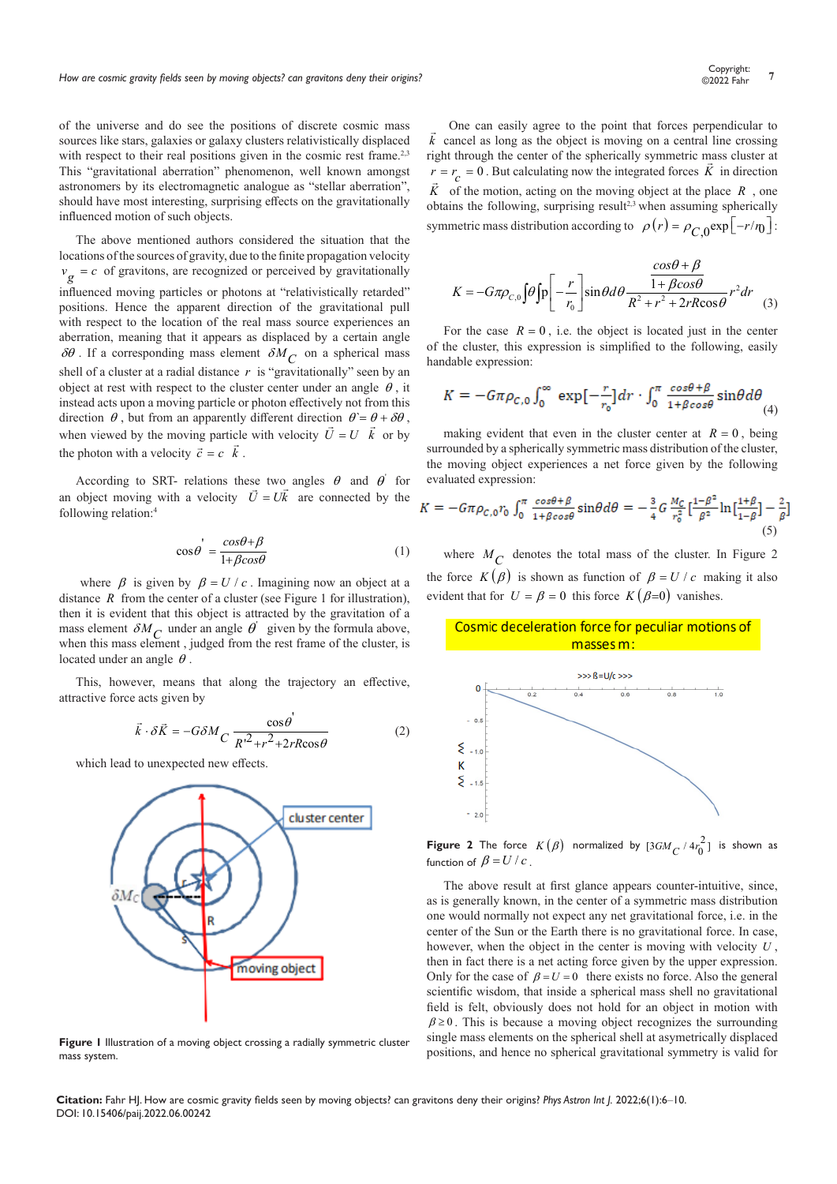of the universe and do see the positions of discrete cosmic mass sources like stars, galaxies or galaxy clusters relativistically displaced with respect to their real positions given in the cosmic rest frame.[2,3] This "gravitational aberration" phenomenon, well known amongst astronomers by its electromagnetic analogue as "stellar aberration", should have most interesting, surprising effects on the gravitationally influenced motion of such objects.

The above mentioned authors considered the situation that the locations of the sources of gravity, due to the finite propagation velocity $v_g = c$ of gravitons, are recognized or perceived by gravitationally influenced moving particles or photons at "relativistically retarded" positions. Hence the apparent direction of the gravitational pull with respect to the location of the real mass source experiences an aberration, meaning that it appears as displaced by a certain angle $\delta\theta$. If a corresponding mass element $\delta M_C$ on a spherical mass shell of a cluster at a radial distance $r$ is "gravitationally" seen by an object at rest with respect to the cluster center under an angle $\theta$, it instead acts upon a moving particle or photon effectively not from this direction $\theta$, but from an apparently different direction $\theta' = \theta + \delta\theta$, when viewed by the moving particle with velocity $\vec{U} = U \vec{k}$ or by the photon with a velocity $\vec{c} = c\vec{k}$.

According to SRT- relations these two angles $\theta$ and $\theta'$ for an object moving with a velocity $\vec{U} = U\vec{k}$ are connected by the following relation:[4]

$$\cos\theta' = \frac{\cos\theta + \beta}{1 + \beta\cos\theta} \tag{1}$$

where $\beta$ is given by $\beta = U/c$. Imagining now an object at a distance $R$ from the center of a cluster (see Figure 1 for illustration), then it is evident that this object is attracted by the gravitation of a mass element $\delta M_C$ under an angle $\theta'$ given by the formula above, when this mass element, judged from the rest frame of the cluster, is located under an angle $\theta$.

This, however, means that along the trajectory an effective, attractive force acts given by

$$\vec{k} \cdot \delta\vec{K} = -G\delta M_C \frac{\cos\theta'}{R'^2 + r^2 + 2Rr\cos\theta} \tag{2}$$

which lead to unexpected new effects.

Figure 1 Illustration of a moving object crossing a radially symmetric cluster mass system.

One can easily agree to the point that forces perpendicular to $\vec{k}$ cancel as long as the object is moving on a central line crossing right through the center of the spherically symmetric mass cluster at $r = r_c = 0$. But calculating now the integrated forces $\vec{K}$ in direction $\vec{K}$ of the motion, acting on the moving object at the place $R$, one obtains the following, surprising result[2,3] when assuming spherically symmetric mass distribution according to $\rho(r) = \rho_{C,0}\exp[-r/r_0]$:

$$K = -G\pi\rho_{C,0}\int\theta\int p\left[-\frac{r}{r_0}\right]\sin\theta d\theta \frac{\dfrac{\cos\theta + \beta}{1+\beta\cos\theta}}{R^2 + r^2 + 2Rr\cos\theta} r^2 dr \tag{3}$$

For the case $R = 0$, i.e. the object is located just in the center of the cluster, this expression is simplified to the following, easily handable expression:

$$K = -G\pi\rho_{C,0}\int_0^\infty \exp[-\frac{r}{r_0}]dr \cdot \int_0^\pi \frac{\cos\theta + \beta}{1+\beta\cos\theta}\sin\theta d\theta \tag{4}$$

making evident that even in the cluster center at $R = 0$, being surrounded by a spherically symmetric mass distribution of the cluster, the moving object experiences a net force given by the following evaluated expression:

$$K = -G\pi\rho_{C,0}r_0 \int_0^\pi \frac{\cos\theta + \beta}{1+\beta\cos\theta}\sin\theta d\theta = -\frac{3}{4}G\frac{M_C}{r_0^2}\left[\frac{1-\beta^2}{\beta^2}\ln\left[\frac{1+\beta}{1-\beta}\right] - \frac{2}{\beta}\right] \tag{5}$$

where $M_C$ denotes the total mass of the cluster. In Figure 2 the force $K(\beta)$ is shown as function of $\beta = U/c$ making it also evident that for $U = \beta = 0$ this force $K(\beta = 0)$ vanishes.

**Cosmic deceleration force for peculiar motions of masses m:**

Figure 2 The force $K(\beta)$ normalized by $[3GM_C/4r_0^2]$ is shown as function of $\beta = U/c$.

The above result at first glance appears counter-intuitive, since, as is generally known, in the center of a symmetric mass distribution one would normally not expect any net gravitational force, i.e. in the center of the Sun or the Earth there is no gravitational force. In case, however, when the object in the center is moving with velocity $U$, then in fact there is a net acting force given by the upper expression. Only for the case of $\beta = U = 0$ there exists no force. Also the general scientific wisdom, that inside a spherical mass shell no gravitational field is felt, obviously does not hold for an object in motion with $\beta \geq 0$. This is because a moving object recognizes the surrounding single mass elements on the spherical shell at asymmetrically displaced positions, and hence no spherical gravitational symmetry is valid for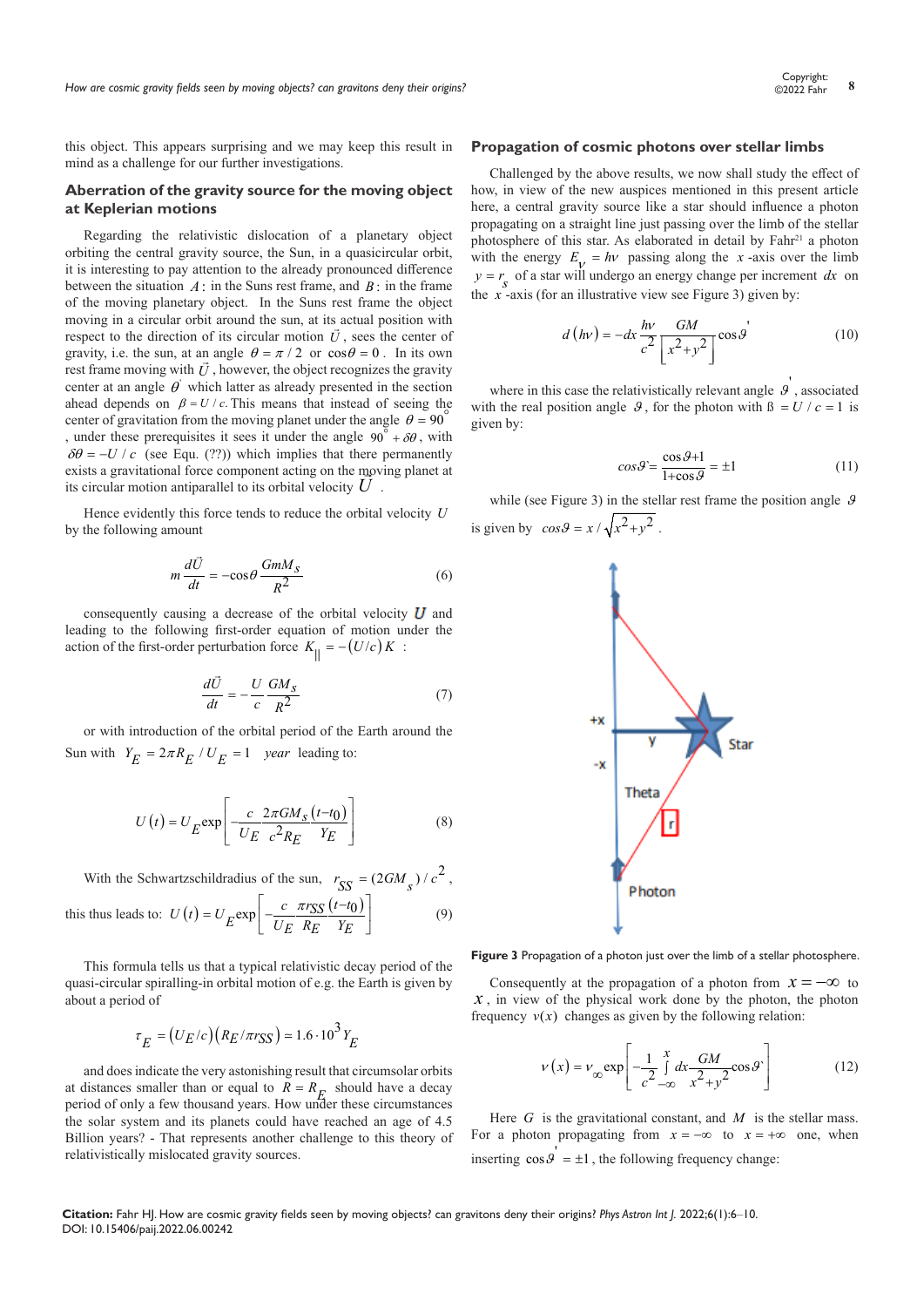this object. This appears surprising and we may keep this result in mind as a challenge for our further investigations.

## Aberration of the gravity source for the moving object at Keplerian motions

Regarding the relativistic dislocation of a planetary object orbiting the central gravity source, the Sun, in a quasicircular orbit, it is interesting to pay attention to the already pronounced difference between the situation $A$: in the Suns rest frame, and $B$: in the frame of the moving planetary object. In the Suns rest frame the object moving in a circular orbit around the sun, at its actual position with respect to the direction of its circular motion $\vec{U}$, sees the center of gravity, i.e. the sun, at an angle $\theta = \pi/2$ or $\cos\theta = 0$. In its own rest frame moving with $\vec{U}$, however, the object recognizes the gravity center at an angle $\theta'$ which latter as already presented in the section ahead depends on $\beta = U/c$. This means that instead of seeing the center of gravitation from the moving planet under the angle $\theta = 90^{\circ}$, under these prerequisites it sees it under the angle $90^{\circ} + \delta\theta$, with $\delta\theta = -U/c$ (see Equ. (??)) which implies that there permanently exists a gravitational force component acting on the moving planet at its circular motion antiparallel to its orbital velocity $\vec{U}$.

Hence evidently this force tends to reduce the orbital velocity $U$ by the following amount

$$m\frac{d\vec{U}}{dt} = -\cos\theta \frac{GmM_S}{R^2} \tag{6}$$

consequently causing a decrease of the orbital velocity $\boldsymbol{U}$ and leading to the following first-order equation of motion under the action of the first-order perturbation force $K_{\|} = -(U/c)K$ :

$$\frac{d\vec{U}}{dt} = -\frac{U}{c}\frac{GM_S}{R^2} \tag{7}$$

or with introduction of the orbital period of the Earth around the Sun with $Y_E = 2\pi R_E / U_E = 1$ *year* leading to:

$$U(t) = U_E \exp\left[-\frac{c}{U_E}\frac{2\pi GM_S}{c^2 R_E}\frac{(t-t_0)}{Y_E}\right] \tag{8}$$

With the Schwartzschildradius of the sun, $r_{SS} = (2GM_s)/c^2$, this thus leads to: $U(t) = U_E \exp\left[-\frac{c}{U_E}\frac{\pi r_{SS}}{R_E}\frac{(t-t_0)}{Y_E}\right]$ (9)

This formula tells us that a typical relativistic decay period of the quasi-circular spiralling-in orbital motion of e.g. the Earth is given by about a period of

$$\tau_E = (U_E/c)(R_E/\pi r_{SS}) = 1.6 \cdot 10^3 Y_E$$

and does indicate the very astonishing result that circumsolar orbits at distances smaller than or equal to $R = R_E$ should have a decay period of only a few thousand years. How under these circumstances the solar system and its planets could have reached an age of 4.5 Billion years? - That represents another challenge to this theory of relativistically mislocated gravity sources.

## Propagation of cosmic photons over stellar limbs

Challenged by the above results, we now shall study the effect of how, in view of the new auspices mentioned in this present article here, a central gravity source like a star should influence a photon propagating on a straight line just passing over the limb of the stellar photosphere of this star. As elaborated in detail by Fahr[21] a photon with the energy $E_\nu = h\nu$ passing along the $x$-axis over the limb $y = r_s$ of a star will undergo an energy change per increment $dx$ on the $x$-axis (for an illustrative view see Figure 3) given by:

$$d(h\nu) = -dx\frac{h\nu}{c^2}\frac{GM}{\left[x^2+y^2\right]}\cos\vartheta' \tag{10}$$

where in this case the relativistically relevant angle $\vartheta'$, associated with the real position angle $\vartheta$, for the photon with ß $= U/c = 1$ is given by:

$$\cos\vartheta' = \frac{\cos\vartheta + 1}{1+\cos\vartheta} = \pm 1 \tag{11}$$

while (see Figure 3) in the stellar rest frame the position angle $\vartheta$ is given by $\cos\vartheta = x/\sqrt{x^2+y^2}$.

**Figure 3** Propagation of a photon just over the limb of a stellar photosphere.

Consequently at the propagation of a photon from $x = -\infty$ to $x$, in view of the physical work done by the photon, the photon frequency $\nu(x)$ changes as given by the following relation:

$$\nu(x) = \nu_\infty \exp\left[-\frac{1}{c^2}\int_{-\infty}^{x} dx \frac{GM}{x^2+y^2}\cos\vartheta'\right] \tag{12}$$

Here $G$ is the gravitational constant, and $M$ is the stellar mass. For a photon propagating from $x = -\infty$ to $x = +\infty$ one, when inserting $\cos\vartheta' = \pm 1$, the following frequency change: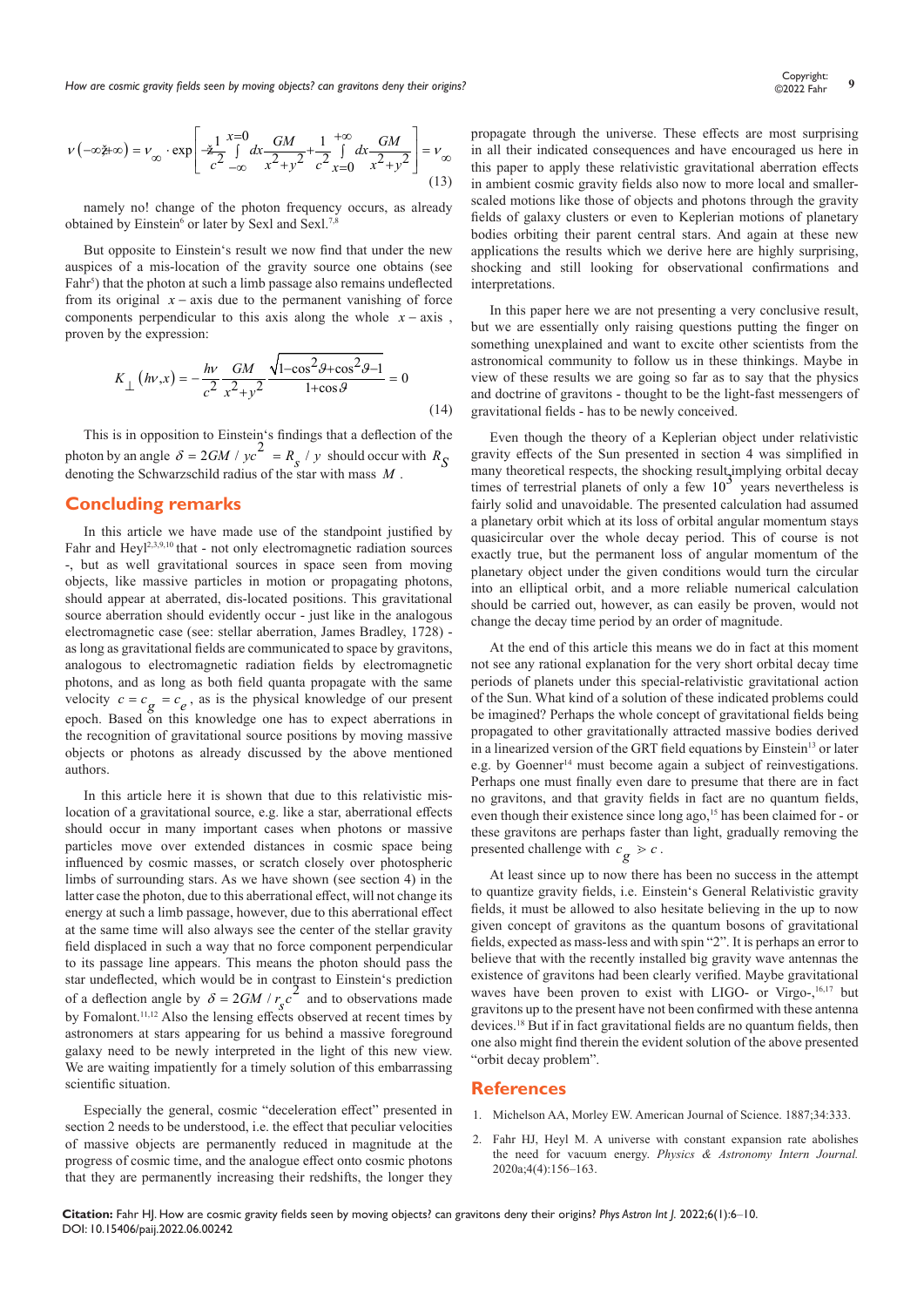$$\nu(-\infty \check{z} + \infty) = \nu_{\infty} \cdot \exp\left[-\frac{1}{c^2}\int_{-\infty}^{x=0} dx \frac{GM}{x^2+y^2} + \frac{1}{c^2}\int_{x=0}^{+\infty} dx \frac{GM}{x^2+y^2}\right] = \nu_{\infty} \tag{13}$$

namely no! change of the photon frequency occurs, as already obtained by Einstein[6] or later by Sexl and Sexl.[7,8]

But opposite to Einstein's result we now find that under the new auspices of a mis-location of the gravity source one obtains (see Fahr[5]) that the photon at such a limb passage also remains undeflected from its original $x-$axis due to the permanent vanishing of force components perpendicular to this axis along the whole $x-$axis, proven by the expression:

$$K_{\perp}(h\nu, x) = -\frac{h\nu}{c^2}\frac{GM}{x^2+y^2}\frac{\sqrt{1-\cos^2\vartheta+\cos^2\vartheta-1}}{1+\cos\vartheta} = 0 \tag{14}$$

This is in opposition to Einstein's findings that a deflection of the photon by an angle $\delta = 2GM / yc^2 = R_s / y$ should occur with $R_S$ denoting the Schwarzschild radius of the star with mass $M$.

## Concluding remarks

In this article we have made use of the standpoint justified by Fahr and Heyl[2,3,9,10] that - not only electromagnetic radiation sources -, but as well gravitational sources in space seen from moving objects, like massive particles in motion or propagating photons, should appear at aberrated, dis-located positions. This gravitational source aberration should evidently occur - just like in the analogous electromagnetic case (see: stellar aberration, James Bradley, 1728) - as long as gravitational fields are communicated to space by gravitons, analogous to electromagnetic radiation fields by electromagnetic photons, and as long as both field quanta propagate with the same velocity $c = c_g = c_e$, as is the physical knowledge of our present epoch. Based on this knowledge one has to expect aberrations in the recognition of gravitational source positions by moving massive objects or photons as already discussed by the above mentioned authors.

In this article here it is shown that due to this relativistic mis-location of a gravitational source, e.g. like a star, aberrational effects should occur in many important cases when photons or massive particles move over extended distances in cosmic space being influenced by cosmic masses, or scratch closely over photospheric limbs of surrounding stars. As we have shown (see section 4) in the latter case the photon, due to this aberrational effect, will not change its energy at such a limb passage, however, due to this aberrational effect at the same time will also always see the center of the stellar gravity field displaced in such a way that no force component perpendicular to its passage line appears. This means the photon should pass the star undeflected, which would be in contrast to Einstein's prediction of a deflection angle by $\delta = 2GM / r_s c^2$ and to observations made by Fomalont.[11,12] Also the lensing effects observed at recent times by astronomers at stars appearing for us behind a massive foreground galaxy need to be newly interpreted in the light of this new view. We are waiting impatiently for a timely solution of this embarrassing scientific situation.

Especially the general, cosmic "deceleration effect" presented in section 2 needs to be understood, i.e. the effect that peculiar velocities of massive objects are permanently reduced in magnitude at the progress of cosmic time, and the analogue effect onto cosmic photons that they are permanently increasing their redshifts, the longer they propagate through the universe. These effects are most surprising in all their indicated consequences and have encouraged us here in this paper to apply these relativistic gravitational aberration effects in ambient cosmic gravity fields also now to more local and smaller-scaled motions like those of objects and photons through the gravity fields of galaxy clusters or even to Keplerian motions of planetary bodies orbiting their parent central stars. And again at these new applications the results which we derive here are highly surprising, shocking and still looking for observational confirmations and interpretations.

In this paper here we are not presenting a very conclusive result, but we are essentially only raising questions putting the finger on something unexplained and want to excite other scientists from the astronomical community to follow us in these thinkings. Maybe in view of these results we are going so far as to say that the physics and doctrine of gravitons - thought to be the light-fast messengers of gravitational fields - has to be newly conceived.

Even though the theory of a Keplerian object under relativistic gravity effects of the Sun presented in section 4 was simplified in many theoretical respects, the shocking result implying orbital decay times of terrestrial planets of only a few $10^3$ years nevertheless is fairly solid and unavoidable. The presented calculation had assumed a planetary orbit which at its loss of orbital angular momentum stays quasicircular over the whole decay period. This of course is not exactly true, but the permanent loss of angular momentum of the planetary object under the given conditions would turn the circular into an elliptical orbit, and a more reliable numerical calculation should be carried out, however, as can easily be proven, would not change the decay time period by an order of magnitude.

At the end of this article this means we do in fact at this moment not see any rational explanation for the very short orbital decay time periods of planets under this special-relativistic gravitational action of the Sun. What kind of a solution of these indicated problems could be imagined? Perhaps the whole concept of gravitational fields being propagated to other gravitationally attracted massive bodies derived in a linearized version of the GRT field equations by Einstein[13] or later e.g. by Goenner[14] must become again a subject of reinvestigations. Perhaps one must finally even dare to presume that there are in fact no gravitons, and that gravity fields in fact are no quantum fields, even though their existence since long ago,[15] has been claimed for - or these gravitons are perhaps faster than light, gradually removing the presented challenge with $c_g > c$.

At least since up to now there has been no success in the attempt to quantize gravity fields, i.e. Einstein's General Relativistic gravity fields, it must be allowed to also hesitate believing in the up to now given concept of gravitons as the quantum bosons of gravitational fields, expected as mass-less and with spin "2". It is perhaps an error to believe that with the recently installed big gravity wave antennas the existence of gravitons had been clearly verified. Maybe gravitational waves have been proven to exist with LIGO- or Virgo-,[16,17] but gravitons up to the present have not been confirmed with these antenna devices.[18] But if in fact gravitational fields are no quantum fields, then one also might find therein the evident solution of the above presented "orbit decay problem".

## References

1. Michelson AA, Morley EW. American Journal of Science. 1887;34:333.
2. Fahr HJ, Heyl M. A universe with constant expansion rate abolishes the need for vacuum energy. *Physics & Astronomy Intern Journal.* 2020a;4(4):156–163.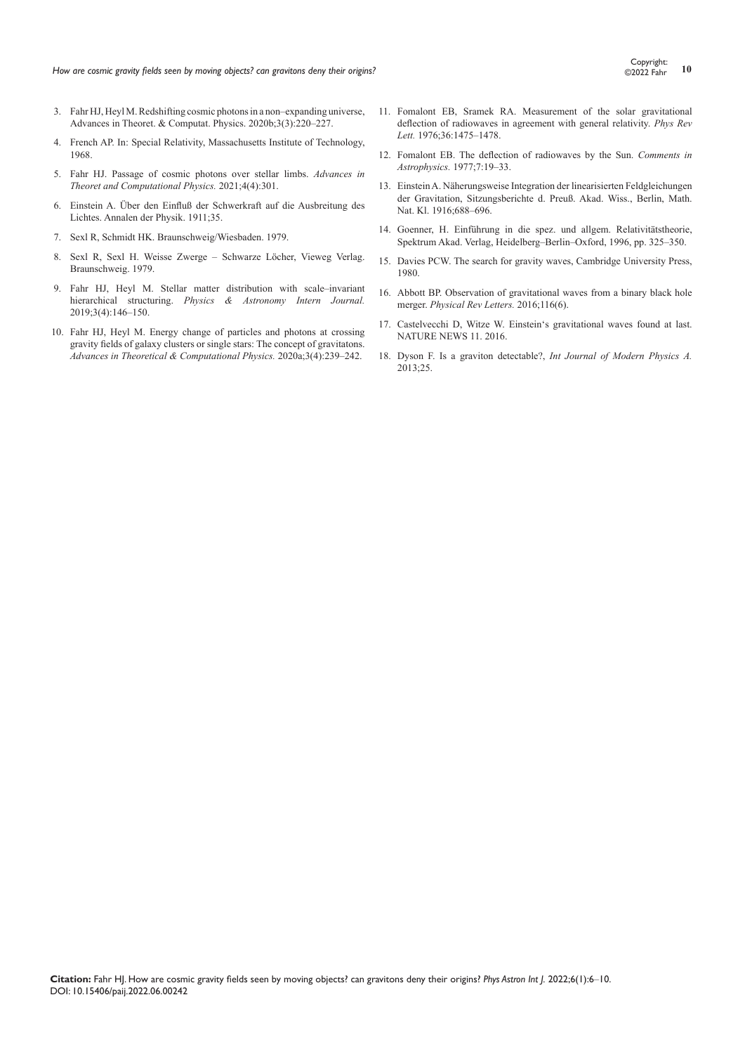3. Fahr HJ, Heyl M. Redshifting cosmic photons in a non–expanding universe, Advances in Theoret. & Computat. Physics. 2020b;3(3):220–227.
4. French AP. In: Special Relativity, Massachusetts Institute of Technology, 1968.
5. Fahr HJ. Passage of cosmic photons over stellar limbs. *Advances in Theoret and Computational Physics.* 2021;4(4):301.
6. Einstein A. Über den Einfluß der Schwerkraft auf die Ausbreitung des Lichtes. Annalen der Physik. 1911;35.
7. Sexl R, Schmidt HK. Braunschweig/Wiesbaden. 1979.
8. Sexl R, Sexl H. Weisse Zwerge – Schwarze Löcher, Vieweg Verlag. Braunschweig. 1979.
9. Fahr HJ, Heyl M. Stellar matter distribution with scale–invariant hierarchical structuring. *Physics & Astronomy Intern Journal.* 2019;3(4):146–150.
10. Fahr HJ, Heyl M. Energy change of particles and photons at crossing gravity fields of galaxy clusters or single stars: The concept of gravitatons. *Advances in Theoretical & Computational Physics.* 2020a;3(4):239–242.
11. Fomalont EB, Sramek RA. Measurement of the solar gravitational deflection of radiowaves in agreement with general relativity. *Phys Rev Lett.* 1976;36:1475–1478.
12. Fomalont EB. The deflection of radiowaves by the Sun. *Comments in Astrophysics.* 1977;7:19–33.
13. Einstein A. Näherungsweise Integration der linearisierten Feldgleichungen der Gravitation, Sitzungsberichte d. Preuß. Akad. Wiss., Berlin, Math. Nat. Kl. 1916;688–696.
14. Goenner, H. Einführung in die spez. und allgem. Relativitätstheorie, Spektrum Akad. Verlag, Heidelberg–Berlin–Oxford, 1996, pp. 325–350.
15. Davies PCW. The search for gravity waves, Cambridge University Press, 1980.
16. Abbott BP. Observation of gravitational waves from a binary black hole merger. *Physical Rev Letters.* 2016;116(6).
17. Castelvecchi D, Witze W. Einstein's gravitational waves found at last. NATURE NEWS 11. 2016.
18. Dyson F. Is a graviton detectable?, *Int Journal of Modern Physics A.* 2013;25.